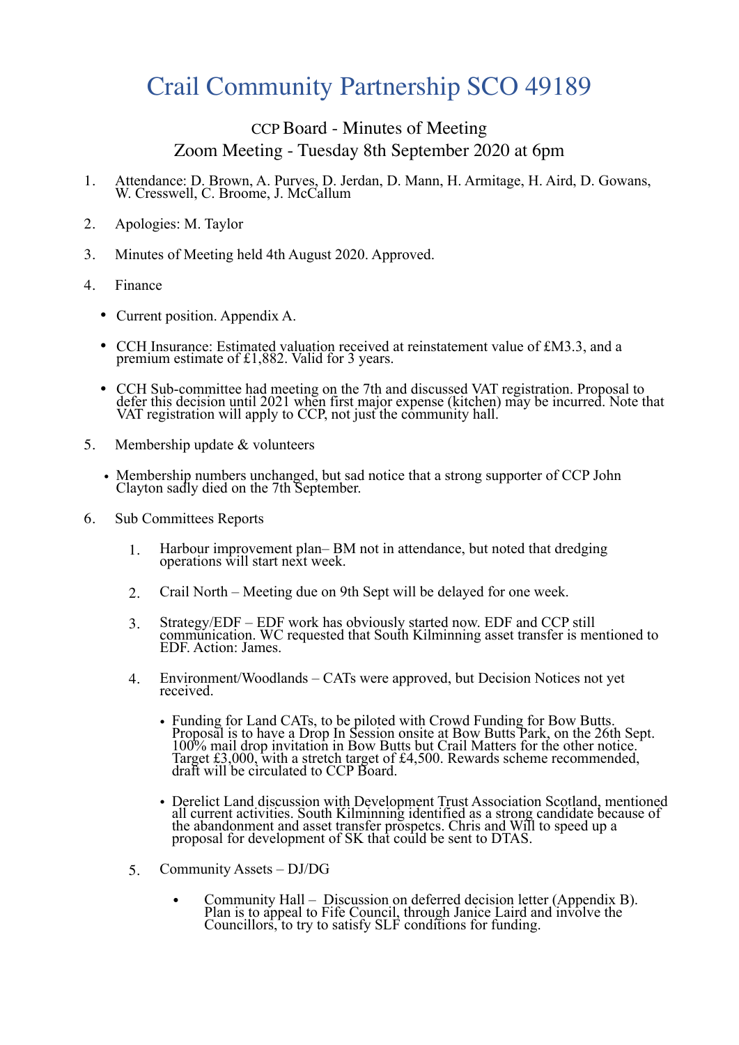# Crail Community Partnership SCO 49189

## CCP Board - Minutes of Meeting
## Zoom Meeting - Tuesday 8th September 2020 at 6pm

1. Attendance: D. Brown, A. Purves, D. Jerdan, D. Mann, H. Armitage, H. Aird, D. Gowans, W. Cresswell, C. Broome, J. McCallum

2. Apologies: M. Taylor

3. Minutes of Meeting held 4th August 2020. Approved.

4. Finance

   - Current position. Appendix A.
   - CCH Insurance: Estimated valuation received at reinstatement value of £M3.3, and a premium estimate of £1,882. Valid for 3 years.
   - CCH Sub-committee had meeting on the 7th and discussed VAT registration. Proposal to defer this decision until 2021 when first major expense (kitchen) may be incurred. Note that VAT registration will apply to CCP, not just the community hall.

5. Membership update & volunteers

   - Membership numbers unchanged, but sad notice that a strong supporter of CCP John Clayton sadly died on the 7th September.

6. Sub Committees Reports

   1. Harbour improvement plan– BM not in attendance, but noted that dredging operations will start next week.
   2. Crail North – Meeting due on 9th Sept will be delayed for one week.
   3. Strategy/EDF – EDF work has obviously started now. EDF and CCP still communication. WC requested that South Kilminning asset transfer is mentioned to EDF. Action: James.
   4. Environment/Woodlands – CATs were approved, but Decision Notices not yet received.
      - Funding for Land CATs, to be piloted with Crowd Funding for Bow Butts. Proposal is to have a Drop In Session onsite at Bow Butts Park, on the 26th Sept. 100% mail drop invitation in Bow Butts but Crail Matters for the other notice. Target £3,000, with a stretch target of £4,500. Rewards scheme recommended, draft will be circulated to CCP Board.
      - Derelict Land discussion with Development Trust Association Scotland, mentioned all current activities. South Kilminning identified as a strong candidate because of the abandonment and asset transfer prospetcs. Chris and Will to speed up a proposal for development of SK that could be sent to DTAS.
   5. Community Assets – DJ/DG
      - Community Hall – Discussion on deferred decision letter (Appendix B). Plan is to appeal to Fife Council, through Janice Laird and involve the Councillors, to try to satisfy SLF conditions for funding.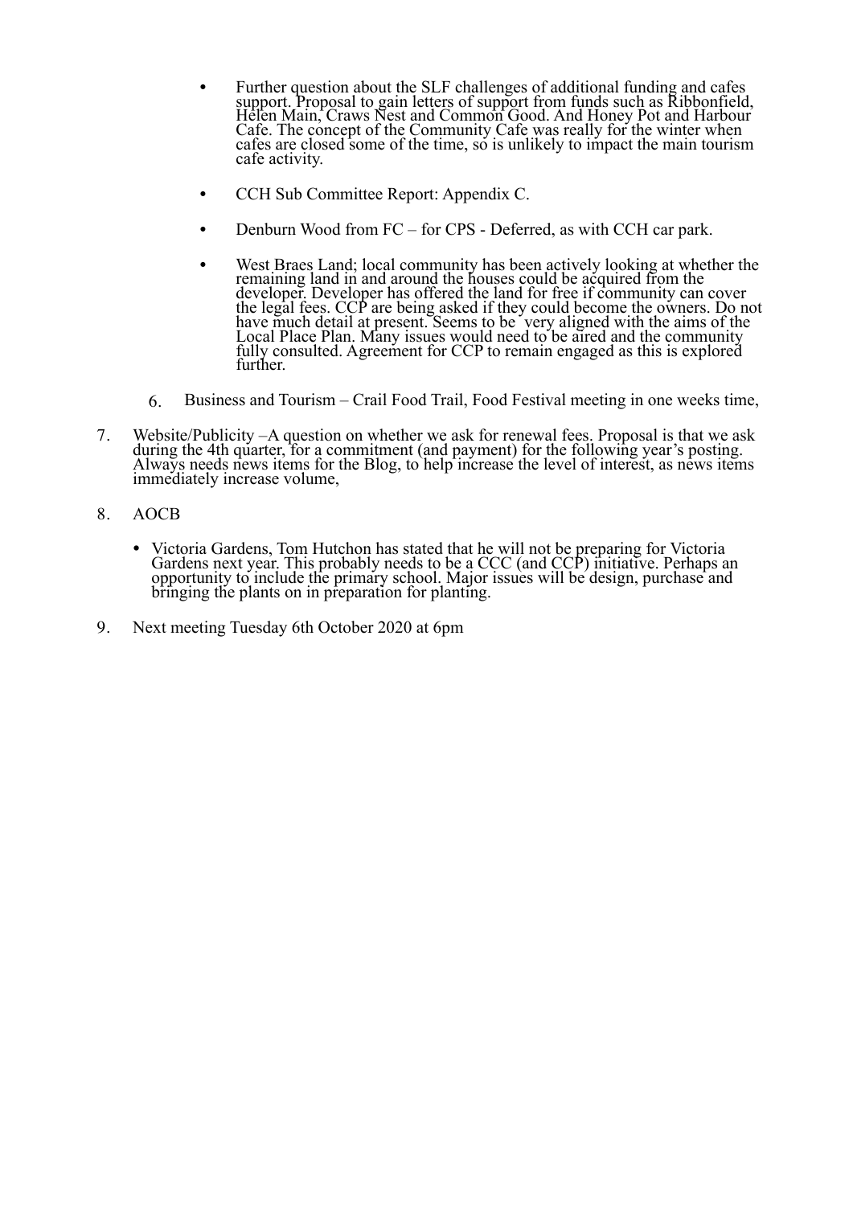- Further question about the SLF challenges of additional funding and cafes support. Proposal to gain letters of support from funds such as Ribbonfield, Helen Main, Craws Nest and Common Good. And Honey Pot and Harbour Cafe. The concept of the Community Cafe was really for the winter when cafes are closed some of the time, so is unlikely to impact the main tourism cafe activity.

- CCH Sub Committee Report: Appendix C.

- Denburn Wood from FC – for CPS - Deferred, as with CCH car park.

- West Braes Land; local community has been actively looking at whether the remaining land in and around the houses could be acquired from the developer. Developer has offered the land for free if community can cover the legal fees. CCP are being asked if they could become the owners. Do not have much detail at present. Seems to be  very aligned with the aims of the Local Place Plan. Many issues would need to be aired and the community fully consulted. Agreement for CCP to remain engaged as this is explored further.

6. Business and Tourism – Crail Food Trail, Food Festival meeting in one weeks time,

7. Website/Publicity –A question on whether we ask for renewal fees. Proposal is that we ask during the 4th quarter, for a commitment (and payment) for the following year's posting. Always needs news items for the Blog, to help increase the level of interest, as news items immediately increase volume,

8. AOCB

   - Victoria Gardens, Tom Hutchon has stated that he will not be preparing for Victoria Gardens next year. This probably needs to be a CCC (and CCP) initiative. Perhaps an opportunity to include the primary school. Major issues will be design, purchase and bringing the plants on in preparation for planting.

9. Next meeting Tuesday 6th October 2020 at 6pm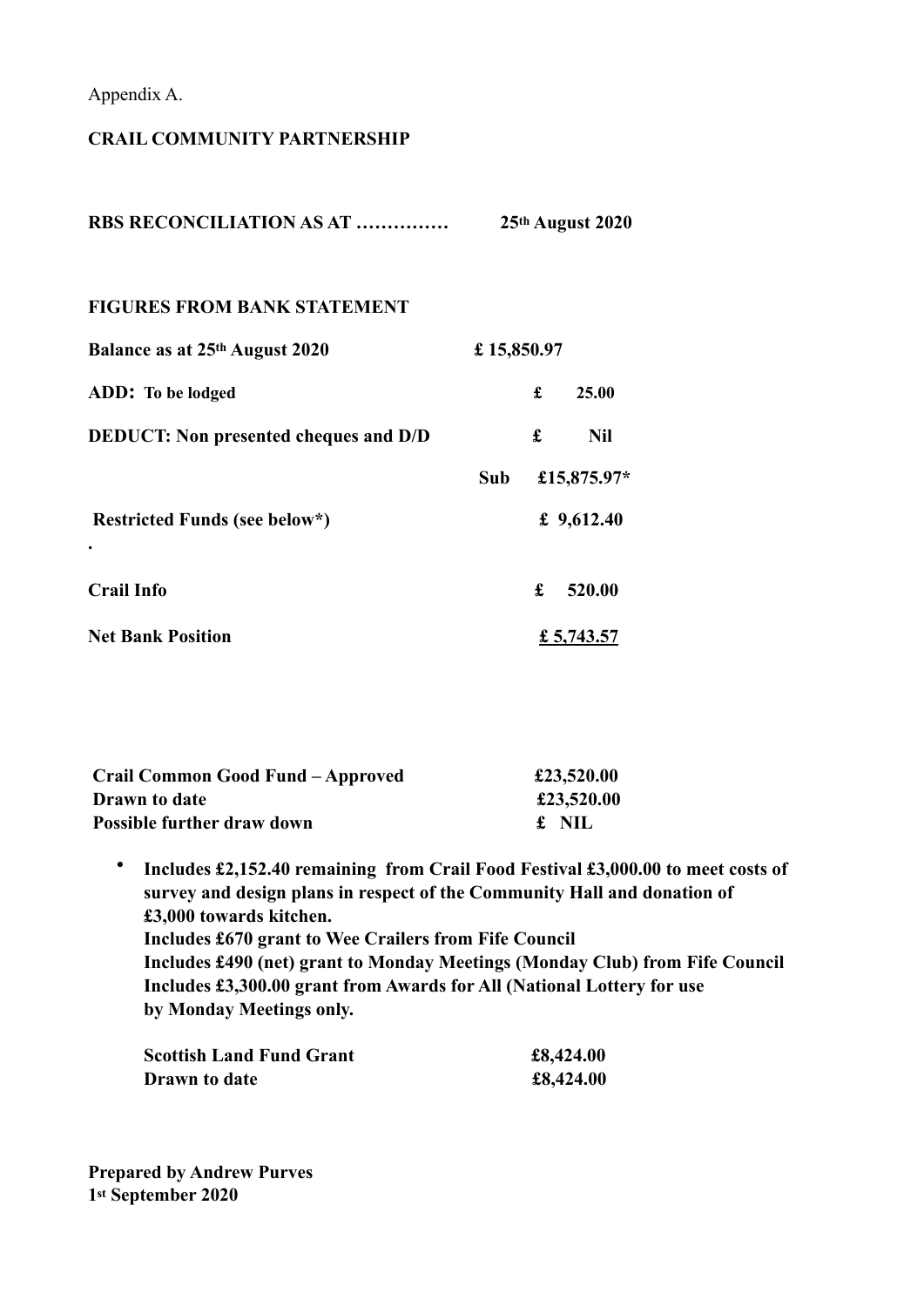Appendix A.

**CRAIL COMMUNITY PARTNERSHIP**

**RBS RECONCILIATION AS AT …………… 25th August 2020**

**FIGURES FROM BANK STATEMENT**

| | | |
|---|---|---|
| **Balance as at 25th August 2020** | **£ 15,850.97** | |
| **ADD: To be lodged** | | **£ 25.00** |
| **DEDUCT: Non presented cheques and D/D** | | **£ Nil** |
| | **Sub** | **£15,875.97*** |
| **Restricted Funds (see below*)** | | **£ 9,612.40** |
| **.** | | |
| **Crail Info** | | **£ 520.00** |
| **Net Bank Position** | | **£ 5,743.57** |

| | |
|---|---|
| **Crail Common Good Fund – Approved** | **£23,520.00** |
| **Drawn to date** | **£23,520.00** |
| **Possible further draw down** | **£ NIL** |

- **Includes £2,152.40 remaining from Crail Food Festival £3,000.00 to meet costs of survey and design plans in respect of the Community Hall and donation of £3,000 towards kitchen.**
  **Includes £670 grant to Wee Crailers from Fife Council**
  **Includes £490 (net) grant to Monday Meetings (Monday Club) from Fife Council**
  **Includes £3,300.00 grant from Awards for All (National Lottery for use by Monday Meetings only.**

| | |
|---|---|
| **Scottish Land Fund Grant** | **£8,424.00** |
| **Drawn to date** | **£8,424.00** |

**Prepared by Andrew Purves**
**1st September 2020**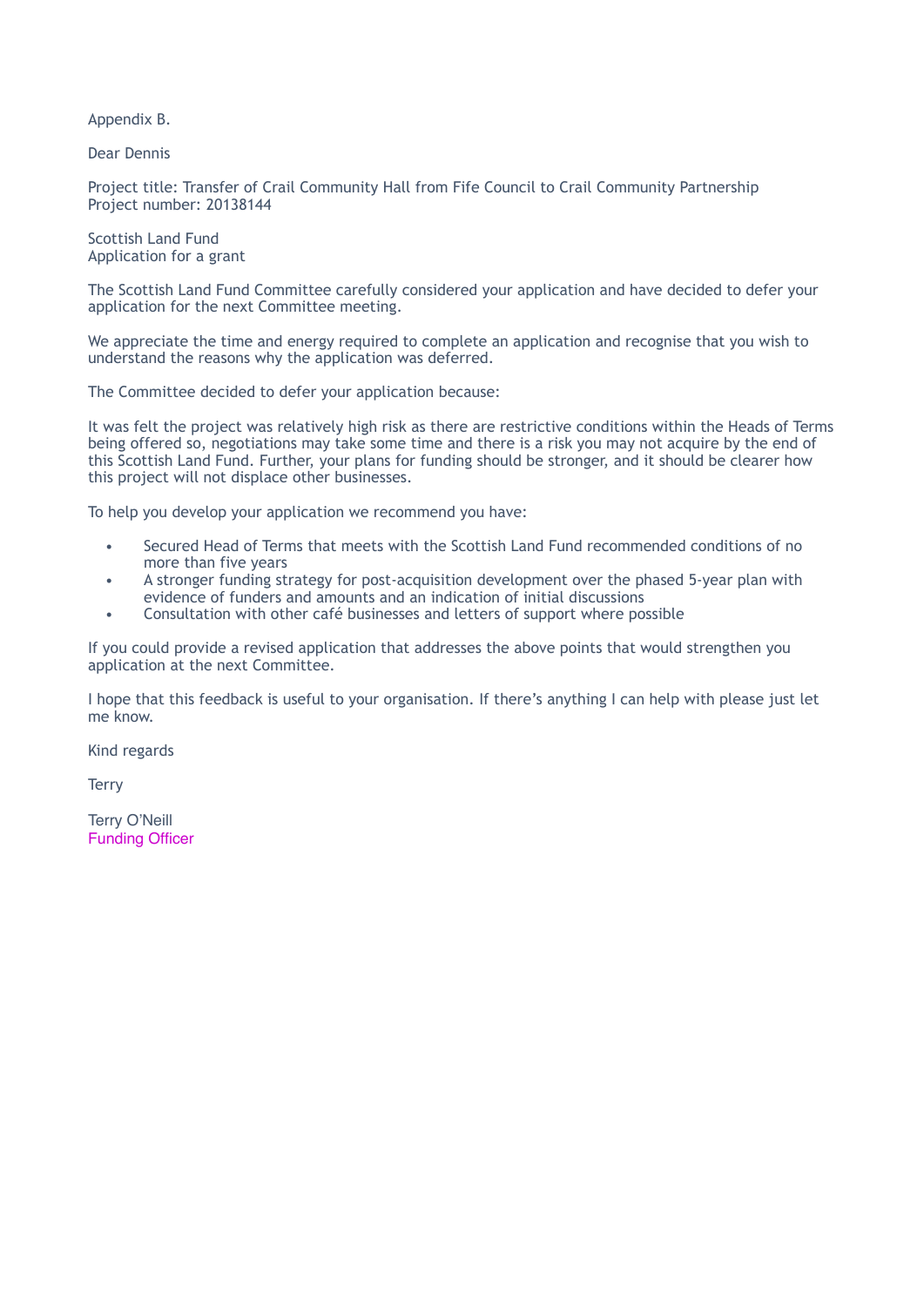Appendix B.

Dear Dennis

Project title: Transfer of Crail Community Hall from Fife Council to Crail Community Partnership
Project number: 20138144

Scottish Land Fund
Application for a grant

The Scottish Land Fund Committee carefully considered your application and have decided to defer your application for the next Committee meeting.

We appreciate the time and energy required to complete an application and recognise that you wish to understand the reasons why the application was deferred.

The Committee decided to defer your application because:

It was felt the project was relatively high risk as there are restrictive conditions within the Heads of Terms being offered so, negotiations may take some time and there is a risk you may not acquire by the end of this Scottish Land Fund. Further, your plans for funding should be stronger, and it should be clearer how this project will not displace other businesses.

To help you develop your application we recommend you have:

- Secured Head of Terms that meets with the Scottish Land Fund recommended conditions of no more than five years
- A stronger funding strategy for post-acquisition development over the phased 5-year plan with evidence of funders and amounts and an indication of initial discussions
- Consultation with other café businesses and letters of support where possible

If you could provide a revised application that addresses the above points that would strengthen you application at the next Committee.

I hope that this feedback is useful to your organisation. If there's anything I can help with please just let me know.

Kind regards

Terry

Terry O'Neill
Funding Officer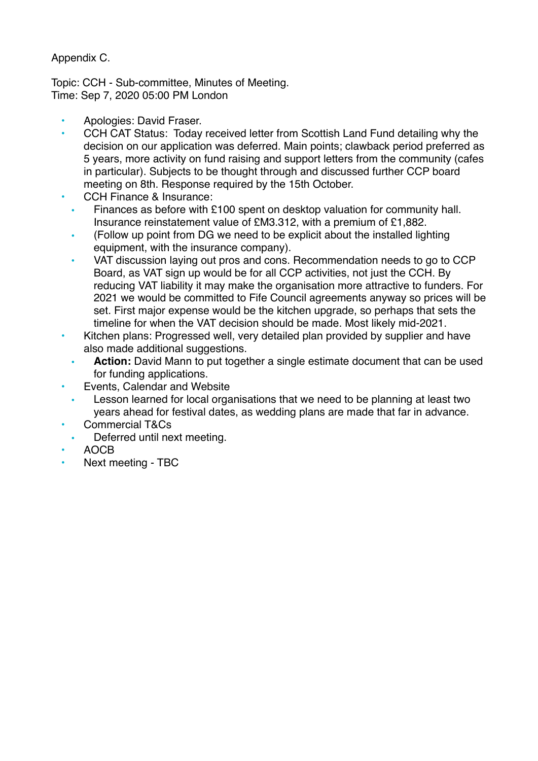Appendix C.

Topic: CCH - Sub-committee, Minutes of Meeting.
Time: Sep 7, 2020 05:00 PM London

- Apologies: David Fraser.
- CCH CAT Status: Today received letter from Scottish Land Fund detailing why the decision on our application was deferred. Main points; clawback period preferred as 5 years, more activity on fund raising and support letters from the community (cafes in particular). Subjects to be thought through and discussed further CCP board meeting on 8th. Response required by the 15th October.
- CCH Finance & Insurance:
  - Finances as before with £100 spent on desktop valuation for community hall. Insurance reinstatement value of £M3.312, with a premium of £1,882.
  - (Follow up point from DG we need to be explicit about the installed lighting equipment, with the insurance company).
  - VAT discussion laying out pros and cons. Recommendation needs to go to CCP Board, as VAT sign up would be for all CCP activities, not just the CCH. By reducing VAT liability it may make the organisation more attractive to funders. For 2021 we would be committed to Fife Council agreements anyway so prices will be set. First major expense would be the kitchen upgrade, so perhaps that sets the timeline for when the VAT decision should be made. Most likely mid-2021.
- Kitchen plans: Progressed well, very detailed plan provided by supplier and have also made additional suggestions.
  - **Action:** David Mann to put together a single estimate document that can be used for funding applications.
- Events, Calendar and Website
  - Lesson learned for local organisations that we need to be planning at least two years ahead for festival dates, as wedding plans are made that far in advance.
- Commercial T&Cs
  - Deferred until next meeting.
- AOCB
- Next meeting - TBC